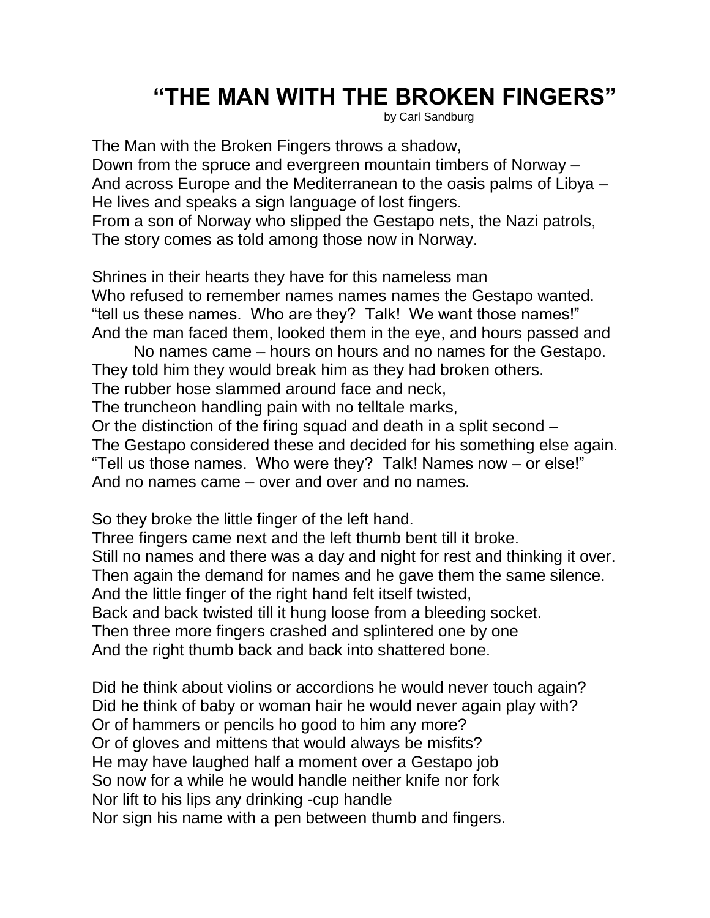# "THE MAN WITH THE BROKEN FINGERS"

by Carl Sandburg

The Man with the Broken Fingers throws a shadow,
Down from the spruce and evergreen mountain timbers of Norway –
And across Europe and the Mediterranean to the oasis palms of Libya –
He lives and speaks a sign language of lost fingers.
From a son of Norway who slipped the Gestapo nets, the Nazi patrols,
The story comes as told among those now in Norway.

Shrines in their hearts they have for this nameless man
Who refused to remember names names names the Gestapo wanted.
"tell us these names. Who are they? Talk! We want those names!"
And the man faced them, looked them in the eye, and hours passed and
    No names came – hours on hours and no names for the Gestapo.
They told him they would break him as they had broken others.
The rubber hose slammed around face and neck,
The truncheon handling pain with no telltale marks,
Or the distinction of the firing squad and death in a split second –
The Gestapo considered these and decided for his something else again.
"Tell us those names. Who were they? Talk! Names now – or else!"
And no names came – over and over and no names.

So they broke the little finger of the left hand.
Three fingers came next and the left thumb bent till it broke.
Still no names and there was a day and night for rest and thinking it over.
Then again the demand for names and he gave them the same silence.
And the little finger of the right hand felt itself twisted,
Back and back twisted till it hung loose from a bleeding socket.
Then three more fingers crashed and splintered one by one
And the right thumb back and back into shattered bone.

Did he think about violins or accordions he would never touch again?
Did he think of baby or woman hair he would never again play with?
Or of hammers or pencils ho good to him any more?
Or of gloves and mittens that would always be misfits?
He may have laughed half a moment over a Gestapo job
So now for a while he would handle neither knife nor fork
Nor lift to his lips any drinking -cup handle
Nor sign his name with a pen between thumb and fingers.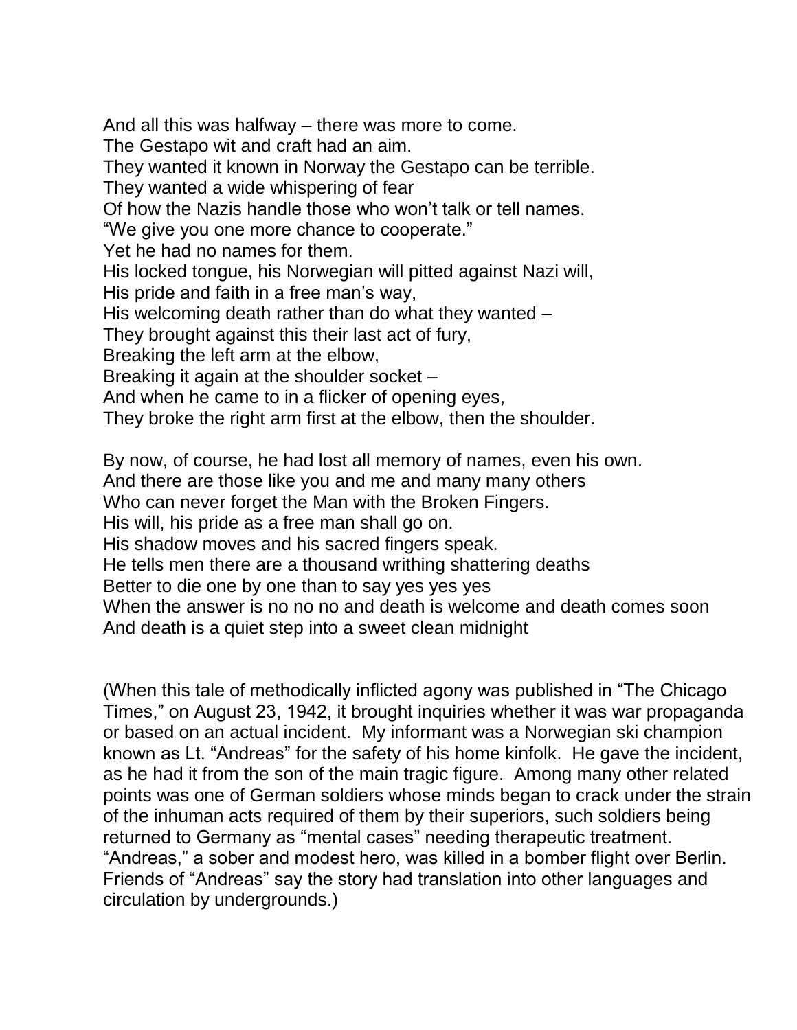And all this was halfway – there was more to come.
The Gestapo wit and craft had an aim.
They wanted it known in Norway the Gestapo can be terrible.
They wanted a wide whispering of fear
Of how the Nazis handle those who won't talk or tell names.
"We give you one more chance to cooperate."
Yet he had no names for them.
His locked tongue, his Norwegian will pitted against Nazi will,
His pride and faith in a free man's way,
His welcoming death rather than do what they wanted –
They brought against this their last act of fury,
Breaking the left arm at the elbow,
Breaking it again at the shoulder socket –
And when he came to in a flicker of opening eyes,
They broke the right arm first at the elbow, then the shoulder.

By now, of course, he had lost all memory of names, even his own.
And there are those like you and me and many many others
Who can never forget the Man with the Broken Fingers.
His will, his pride as a free man shall go on.
His shadow moves and his sacred fingers speak.
He tells men there are a thousand writhing shattering deaths
Better to die one by one than to say yes yes yes
When the answer is no no no and death is welcome and death comes soon
And death is a quiet step into a sweet clean midnight

(When this tale of methodically inflicted agony was published in "The Chicago Times," on August 23, 1942, it brought inquiries whether it was war propaganda or based on an actual incident. My informant was a Norwegian ski champion known as Lt. "Andreas" for the safety of his home kinfolk. He gave the incident, as he had it from the son of the main tragic figure. Among many other related points was one of German soldiers whose minds began to crack under the strain of the inhuman acts required of them by their superiors, such soldiers being returned to Germany as "mental cases" needing therapeutic treatment. "Andreas," a sober and modest hero, was killed in a bomber flight over Berlin. Friends of "Andreas" say the story had translation into other languages and circulation by undergrounds.)